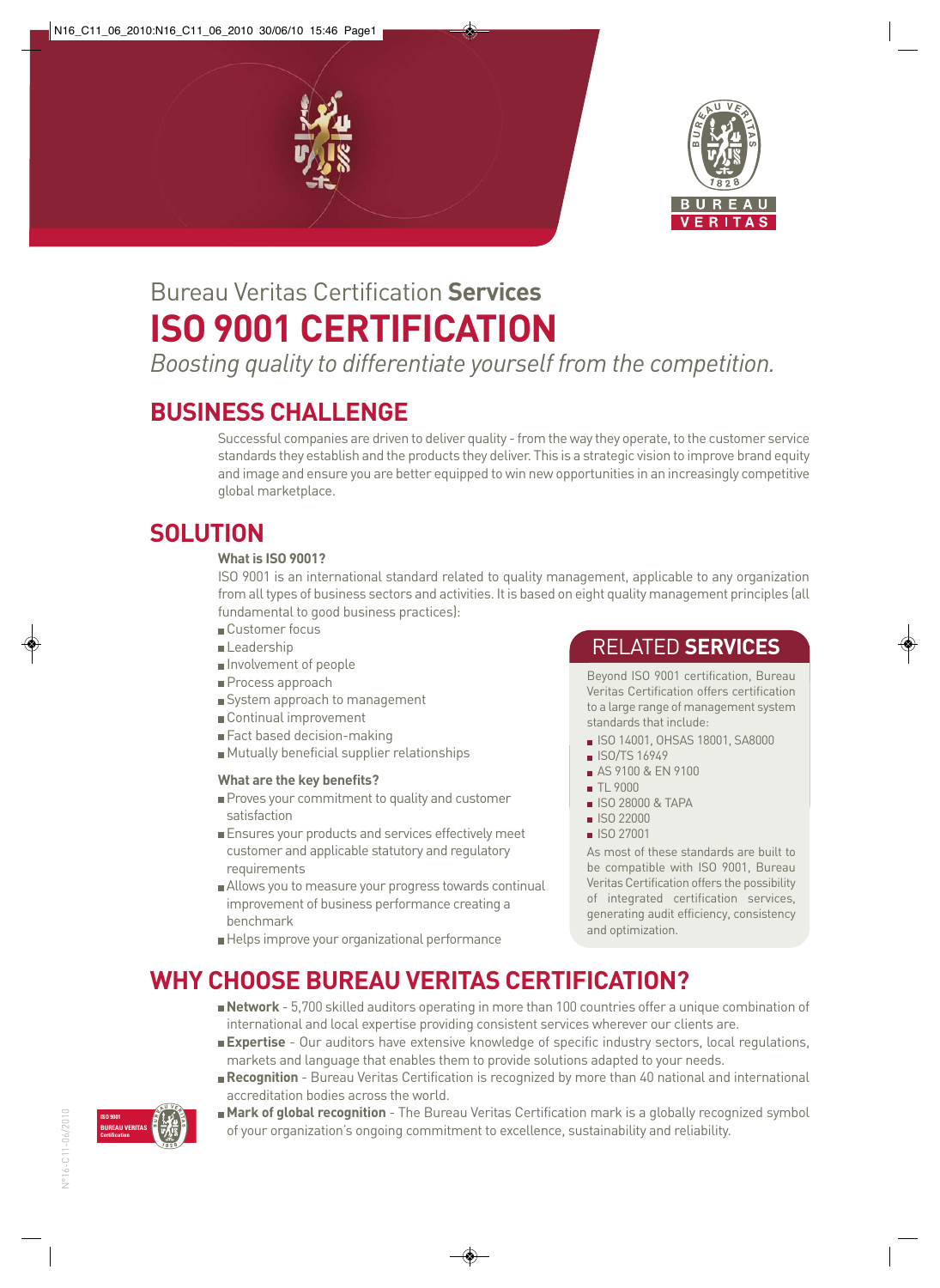Bureau Veritas Certification **Services**

# ISO 9001 CERTIFICATION

*Boosting quality to differentiate yourself from the competition.*

## BUSINESS CHALLENGE

Successful companies are driven to deliver quality - from the way they operate, to the customer service standards they establish and the products they deliver. This is a strategic vision to improve brand equity and image and ensure you are better equipped to win new opportunities in an increasingly competitive global marketplace.

## SOLUTION

**What is ISO 9001?**

ISO 9001 is an international standard related to quality management, applicable to any organization from all types of business sectors and activities. It is based on eight quality management principles (all fundamental to good business practices):

- Customer focus
- Leadership
- Involvement of people
- Process approach
- System approach to management
- Continual improvement
- Fact based decision-making
- Mutually beneficial supplier relationships

**What are the key benefits?**

- Proves your commitment to quality and customer satisfaction
- Ensures your products and services effectively meet customer and applicable statutory and regulatory requirements
- Allows you to measure your progress towards continual improvement of business performance creating a benchmark
- Helps improve your organizational performance

## RELATED SERVICES

Beyond ISO 9001 certification, Bureau Veritas Certification offers certification to a large range of management system standards that include:

- ISO 14001, OHSAS 18001, SA8000
- ISO/TS 16949
- AS 9100 & EN 9100
- TL 9000
- ISO 28000 & TAPA
- ISO 22000
- ISO 27001

As most of these standards are built to be compatible with ISO 9001, Bureau Veritas Certification offers the possibility of integrated certification services, generating audit efficiency, consistency and optimization.

## WHY CHOOSE BUREAU VERITAS CERTIFICATION?

- **Network** - 5,700 skilled auditors operating in more than 100 countries offer a unique combination of international and local expertise providing consistent services wherever our clients are.
- **Expertise** - Our auditors have extensive knowledge of specific industry sectors, local regulations, markets and language that enables them to provide solutions adapted to your needs.
- **Recognition** - Bureau Veritas Certification is recognized by more than 40 national and international accreditation bodies across the world.
- **Mark of global recognition** - The Bureau Veritas Certification mark is a globally recognized symbol of your organization's ongoing commitment to excellence, sustainability and reliability.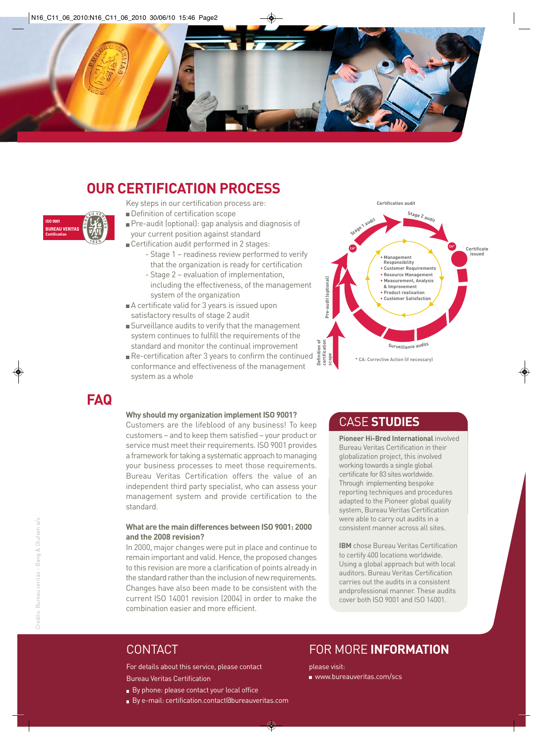## OUR CERTIFICATION PROCESS

ISO 9001
BUREAU VERITAS
Certification

Key steps in our certification process are:

- Definition of certification scope
- Pre-audit (optional): gap analysis and diagnosis of your current position against standard
- Certification audit performed in 2 stages:
  - Stage 1 – readiness review performed to verify that the organization is ready for certification
  - Stage 2 – evaluation of implementation, including the effectiveness, of the management system of the organization
- A certificate valid for 3 years is issued upon satisfactory results of stage 2 audit
- Surveillance audits to verify that the management system continues to fulfill the requirements of the standard and monitor the continual improvement
- Re-certification after 3 years to confirm the continued conformance and effectiveness of the management system as a whole

Certification audit
Stage 1 audit
Stage 2 audit
CA*
CA*
Certificate issued
Pre-audit (optional)
Definition of certification scope
Surveillance audits
• Management Responsibility
• Customer Requirements
• Resource Management
• Measurement, Analysis & Improvement
• Product realisation
• Customer Satisfaction

* CA: Corrective Action (if necessary)

## FAQ

**Why should my organization implement ISO 9001?**

Customers are the lifeblood of any business! To keep customers – and to keep them satisfied – your product or service must meet their requirements. ISO 9001 provides a framework for taking a systematic approach to managing your business processes to meet those requirements. Bureau Veritas Certification offers the value of an independent third party specialist, who can assess your management system and provide certification to the standard.

**What are the main differences between ISO 9001: 2000 and the 2008 revision?**

In 2000, major changes were put in place and continue to remain important and valid. Hence, the proposed changes to this revision are more a clarification of points already in the standard rather than the inclusion of new requirements. Changes have also been made to be consistent with the current ISO 14001 revision (2004) in order to make the combination easier and more efficient.

## CASE STUDIES

**Pioneer Hi-Bred International** involved Bureau Veritas Certification in their globalization project, this involved working towards a single global certificate for 83 sites worldwide. Through implementing bespoke reporting techniques and procedures adapted to the Pioneer global quality system, Bureau Veritas Certification were able to carry out audits in a consistent manner across all sites.

**IBM** chose Bureau Veritas Certification to certify 400 locations worldwide. Using a global approach but with local auditors. Bureau Veritas Certification carries out the audits in a consistent andprofessional manner. These audits cover both ISO 9001 and ISO 14001.

Credits: Bureau veritas - Bang & Olufsen a/s

## CONTACT

For details about this service, please contact Bureau Veritas Certification

- By phone: please contact your local office
- By e-mail: certification.contact@bureauveritas.com

## FOR MORE INFORMATION

please visit:

- www.bureauveritas.com/scs